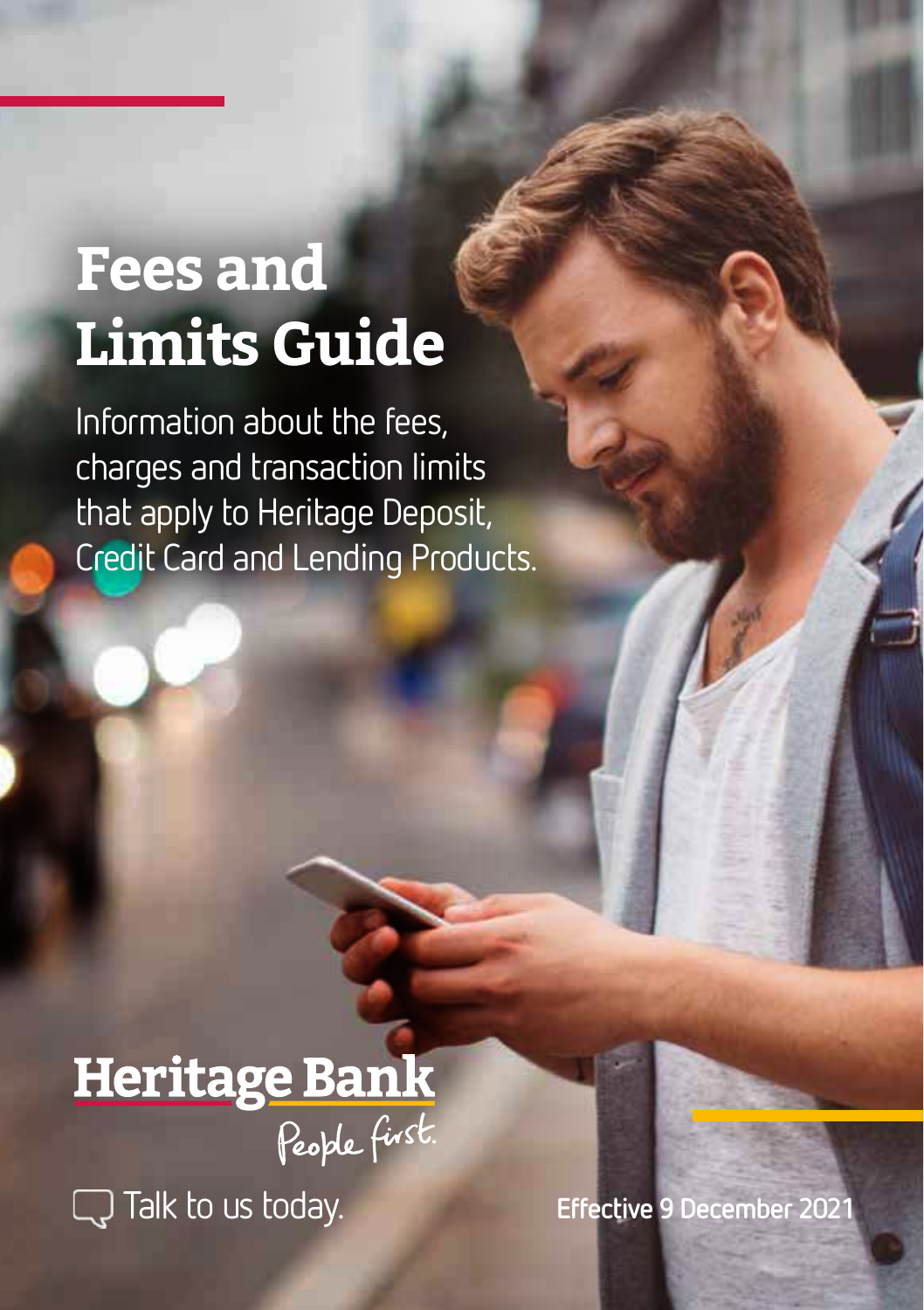# Fees and Limits Guide

Information about the fees, charges and transaction limits that apply to Heritage Deposit, Credit Card and Lending Products.

**Heritage Bank**

People first.

Talk to us today.

**Effective 9 December 2021**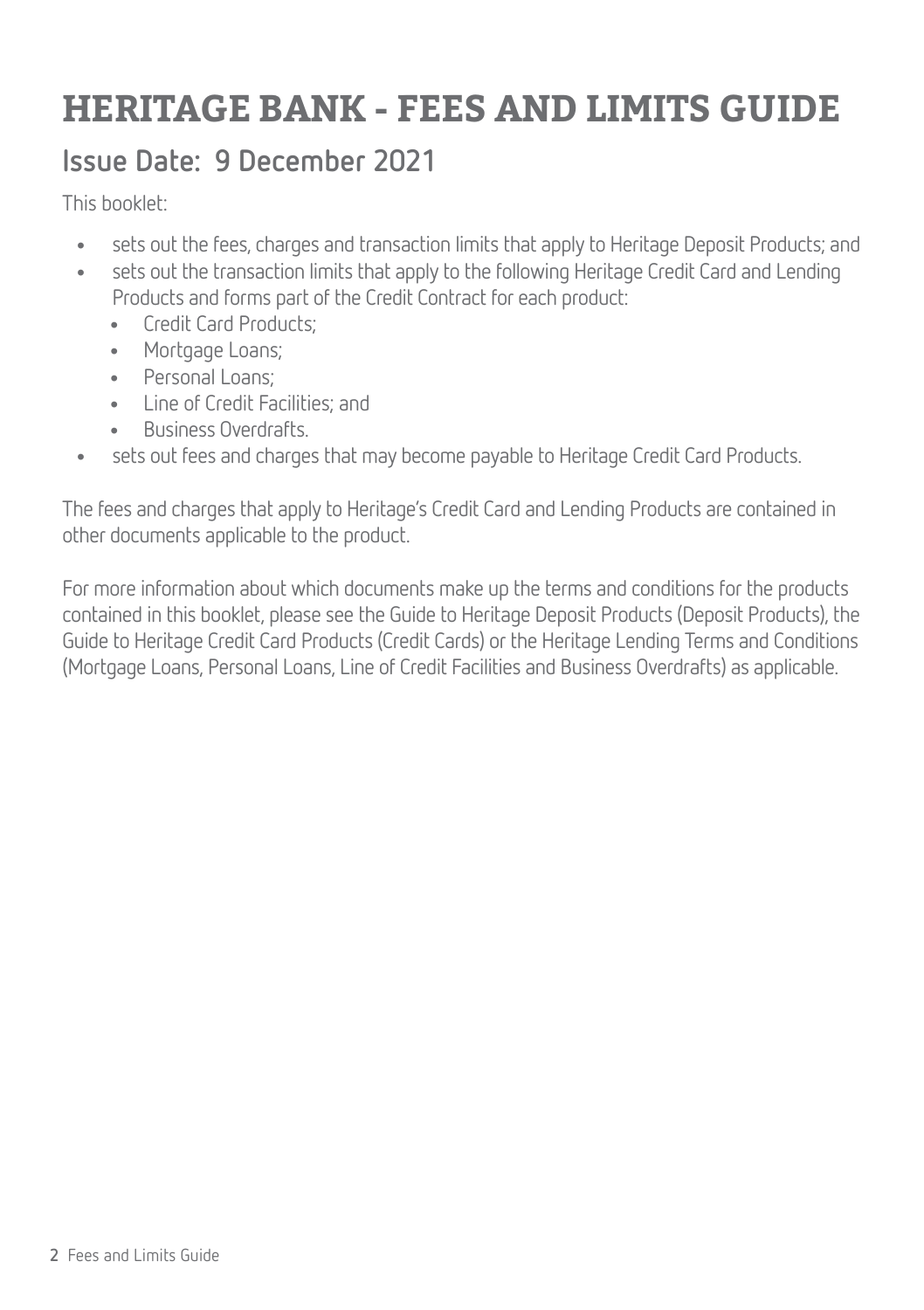# HERITAGE BANK - FEES AND LIMITS GUIDE

## Issue Date: 9 December 2021

This booklet:

- sets out the fees, charges and transaction limits that apply to Heritage Deposit Products; and
- sets out the transaction limits that apply to the following Heritage Credit Card and Lending Products and forms part of the Credit Contract for each product:
  - Credit Card Products;
  - Mortgage Loans;
  - Personal Loans;
  - Line of Credit Facilities; and
  - Business Overdrafts.
- sets out fees and charges that may become payable to Heritage Credit Card Products.

The fees and charges that apply to Heritage's Credit Card and Lending Products are contained in other documents applicable to the product.

For more information about which documents make up the terms and conditions for the products contained in this booklet, please see the Guide to Heritage Deposit Products (Deposit Products), the Guide to Heritage Credit Card Products (Credit Cards) or the Heritage Lending Terms and Conditions (Mortgage Loans, Personal Loans, Line of Credit Facilities and Business Overdrafts) as applicable.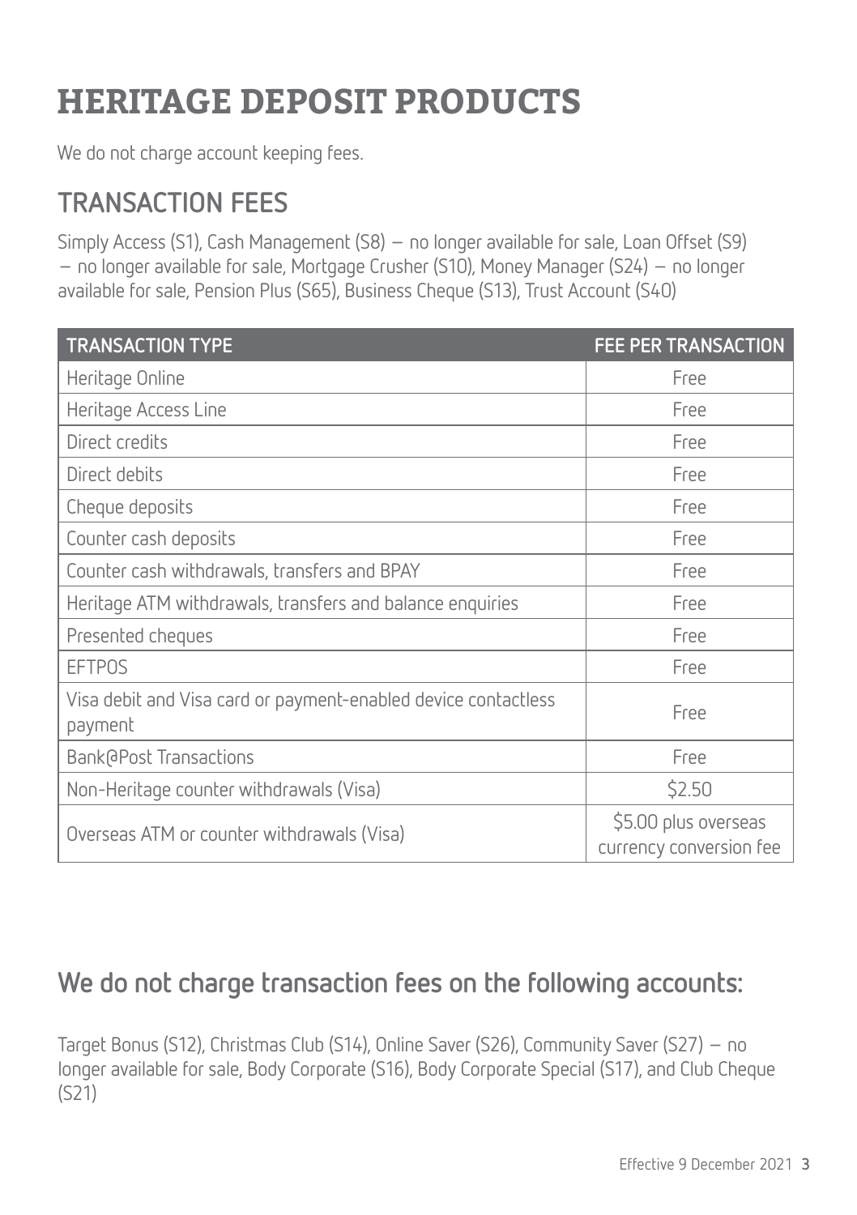# HERITAGE DEPOSIT PRODUCTS

We do not charge account keeping fees.

## TRANSACTION FEES

Simply Access (S1), Cash Management (S8) – no longer available for sale, Loan Offset (S9) – no longer available for sale, Mortgage Crusher (S10), Money Manager (S24) – no longer available for sale, Pension Plus (S65), Business Cheque (S13), Trust Account (S40)

| TRANSACTION TYPE | FEE PER TRANSACTION |
| --- | --- |
| Heritage Online | Free |
| Heritage Access Line | Free |
| Direct credits | Free |
| Direct debits | Free |
| Cheque deposits | Free |
| Counter cash deposits | Free |
| Counter cash withdrawals, transfers and BPAY | Free |
| Heritage ATM withdrawals, transfers and balance enquiries | Free |
| Presented cheques | Free |
| EFTPOS | Free |
| Visa debit and Visa card or payment-enabled device contactless payment | Free |
| Bank@Post Transactions | Free |
| Non-Heritage counter withdrawals (Visa) | $2.50 |
| Overseas ATM or counter withdrawals (Visa) | $5.00 plus overseas currency conversion fee |

## We do not charge transaction fees on the following accounts:

Target Bonus (S12), Christmas Club (S14), Online Saver (S26), Community Saver (S27) – no longer available for sale, Body Corporate (S16), Body Corporate Special (S17), and Club Cheque (S21)

Effective 9 December 2021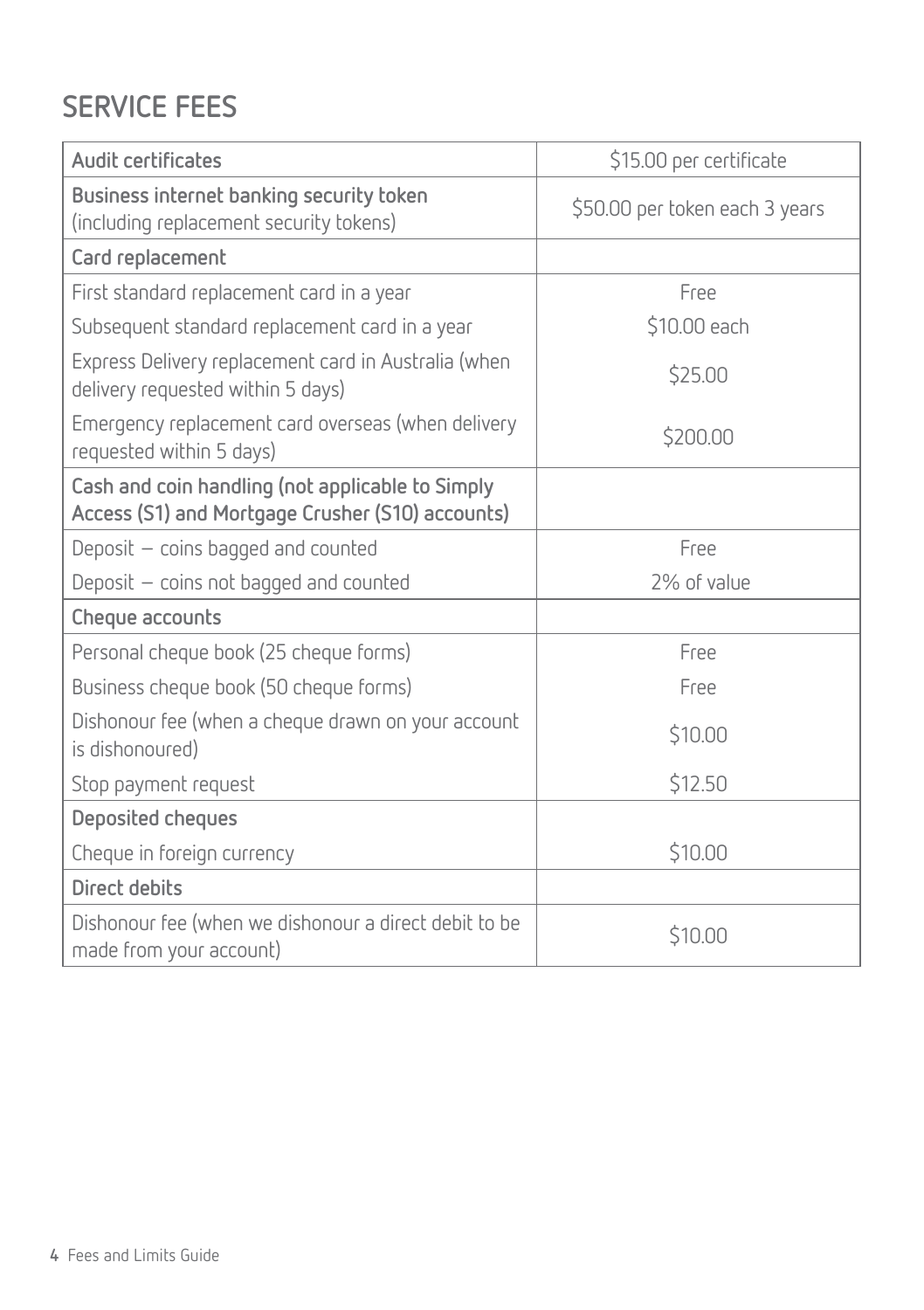## SERVICE FEES

| | |
|---|---|
| **Audit certificates** | $15.00 per certificate |
| **Business internet banking security token** (including replacement security tokens) | $50.00 per token each 3 years |
| **Card replacement** | |
| First standard replacement card in a year | Free |
| Subsequent standard replacement card in a year | $10.00 each |
| Express Delivery replacement card in Australia (when delivery requested within 5 days) | $25.00 |
| Emergency replacement card overseas (when delivery requested within 5 days) | $200.00 |
| **Cash and coin handling (not applicable to Simply Access (S1) and Mortgage Crusher (S10) accounts)** | |
| Deposit – coins bagged and counted | Free |
| Deposit – coins not bagged and counted | 2% of value |
| **Cheque accounts** | |
| Personal cheque book (25 cheque forms) | Free |
| Business cheque book (50 cheque forms) | Free |
| Dishonour fee (when a cheque drawn on your account is dishonoured) | $10.00 |
| Stop payment request | $12.50 |
| **Deposited cheques** | |
| Cheque in foreign currency | $10.00 |
| **Direct debits** | |
| Dishonour fee (when we dishonour a direct debit to be made from your account) | $10.00 |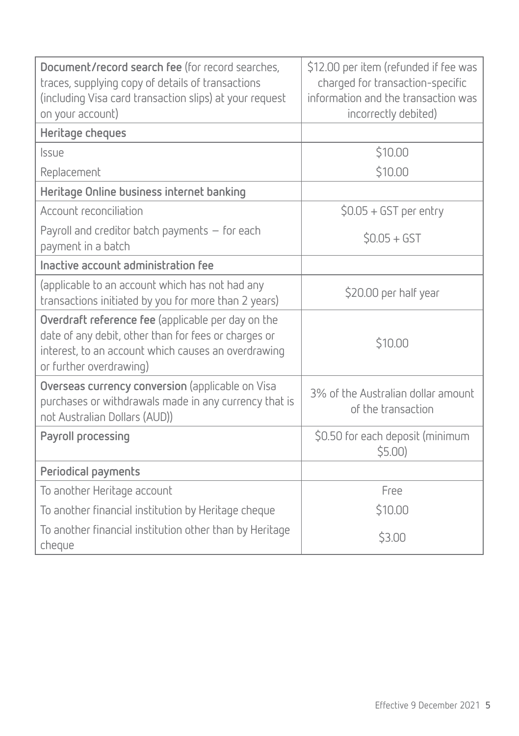| **Document/record search fee** (for record searches, traces, supplying copy of details of transactions (including Visa card transaction slips) at your request on your account) | $12.00 per item (refunded if fee was charged for transaction-specific information and the transaction was incorrectly debited) |
|---|---|
| **Heritage cheques** | |
| Issue | $10.00 |
| Replacement | $10.00 |
| **Heritage Online business internet banking** | |
| Account reconciliation | $0.05 + GST per entry |
| Payroll and creditor batch payments – for each payment in a batch | $0.05 + GST |
| **Inactive account administration fee** | |
| (applicable to an account which has not had any transactions initiated by you for more than 2 years) | $20.00 per half year |
| **Overdraft reference fee** (applicable per day on the date of any debit, other than for fees or charges or interest, to an account which causes an overdrawing or further overdrawing) | $10.00 |
| **Overseas currency conversion** (applicable on Visa purchases or withdrawals made in any currency that is not Australian Dollars (AUD)) | 3% of the Australian dollar amount of the transaction |
| **Payroll processing** | $0.50 for each deposit (minimum $5.00) |
| **Periodical payments** | |
| To another Heritage account | Free |
| To another financial institution by Heritage cheque | $10.00 |
| To another financial institution other than by Heritage cheque | $3.00 |

Effective 9 December 2021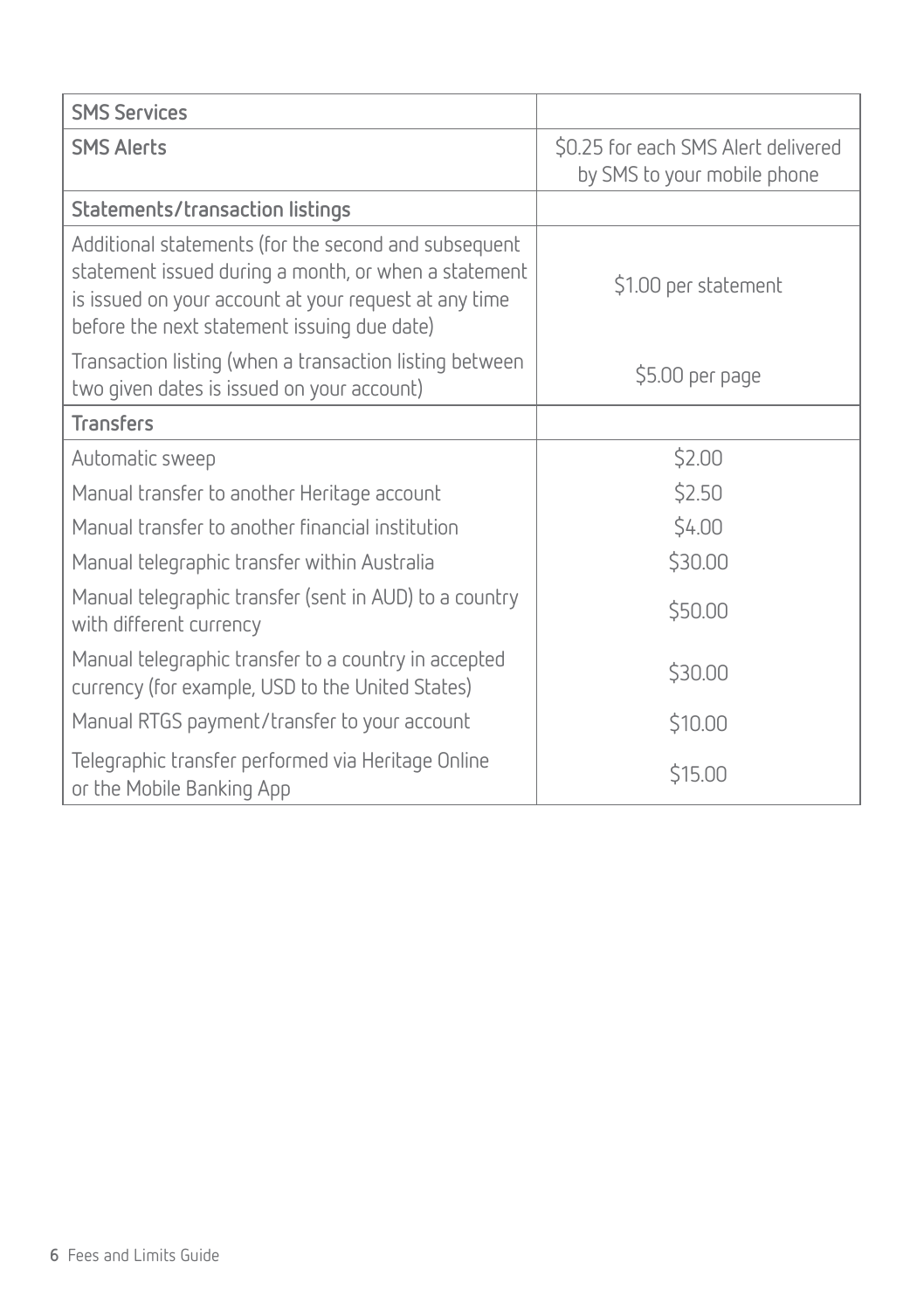| SMS Services | |
|---|---|
| **SMS Alerts** | $0.25 for each SMS Alert delivered by SMS to your mobile phone |
| **Statements/transaction listings** | |
| Additional statements (for the second and subsequent statement issued during a month, or when a statement is issued on your account at your request at any time before the next statement issuing due date) | $1.00 per statement |
| Transaction listing (when a transaction listing between two given dates is issued on your account) | $5.00 per page |
| **Transfers** | |
| Automatic sweep | $2.00 |
| Manual transfer to another Heritage account | $2.50 |
| Manual transfer to another financial institution | $4.00 |
| Manual telegraphic transfer within Australia | $30.00 |
| Manual telegraphic transfer (sent in AUD) to a country with different currency | $50.00 |
| Manual telegraphic transfer to a country in accepted currency (for example, USD to the United States) | $30.00 |
| Manual RTGS payment/transfer to your account | $10.00 |
| Telegraphic transfer performed via Heritage Online or the Mobile Banking App | $15.00 |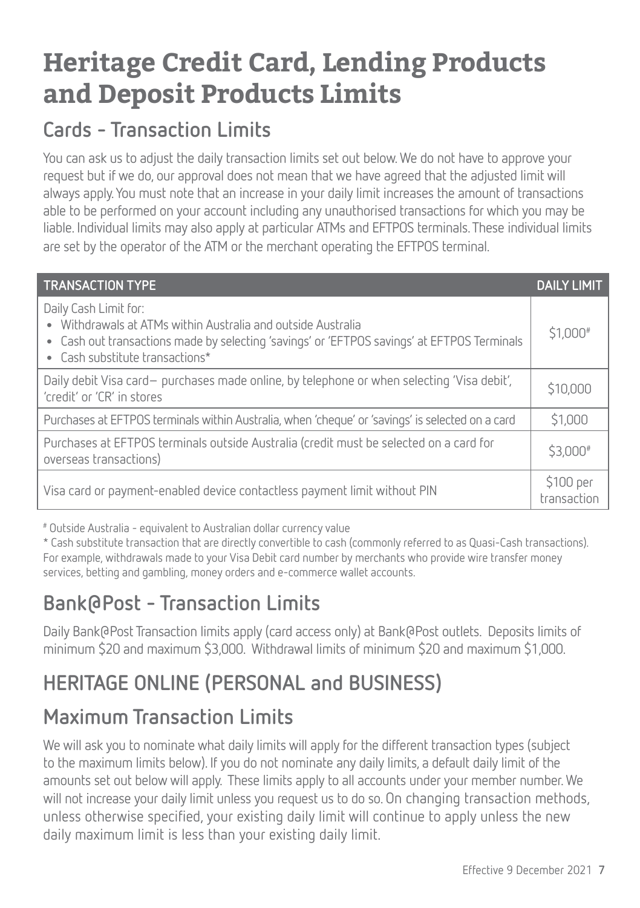# Heritage Credit Card, Lending Products and Deposit Products Limits

## Cards - Transaction Limits

You can ask us to adjust the daily transaction limits set out below. We do not have to approve your request but if we do, our approval does not mean that we have agreed that the adjusted limit will always apply. You must note that an increase in your daily limit increases the amount of transactions able to be performed on your account including any unauthorised transactions for which you may be liable. Individual limits may also apply at particular ATMs and EFTPOS terminals. These individual limits are set by the operator of the ATM or the merchant operating the EFTPOS terminal.

| TRANSACTION TYPE | DAILY LIMIT |
| --- | --- |
| Daily Cash Limit for:<br>• Withdrawals at ATMs within Australia and outside Australia<br>• Cash out transactions made by selecting 'savings' or 'EFTPOS savings' at EFTPOS Terminals<br>• Cash substitute transactions* | $1,000# |
| Daily debit Visa card– purchases made online, by telephone or when selecting 'Visa debit', 'credit' or 'CR' in stores | $10,000 |
| Purchases at EFTPOS terminals within Australia, when 'cheque' or 'savings' is selected on a card | $1,000 |
| Purchases at EFTPOS terminals outside Australia (credit must be selected on a card for overseas transactions) | $3,000# |
| Visa card or payment-enabled device contactless payment limit without PIN | $100 per transaction |

# Outside Australia - equivalent to Australian dollar currency value

* Cash substitute transaction that are directly convertible to cash (commonly referred to as Quasi-Cash transactions). For example, withdrawals made to your Visa Debit card number by merchants who provide wire transfer money services, betting and gambling, money orders and e-commerce wallet accounts.

## Bank@Post - Transaction Limits

Daily Bank@Post Transaction limits apply (card access only) at Bank@Post outlets. Deposits limits of minimum $20 and maximum $3,000. Withdrawal limits of minimum $20 and maximum $1,000.

## HERITAGE ONLINE (PERSONAL and BUSINESS)

## Maximum Transaction Limits

We will ask you to nominate what daily limits will apply for the different transaction types (subject to the maximum limits below). If you do not nominate any daily limits, a default daily limit of the amounts set out below will apply. These limits apply to all accounts under your member number. We will not increase your daily limit unless you request us to do so. On changing transaction methods, unless otherwise specified, your existing daily limit will continue to apply unless the new daily maximum limit is less than your existing daily limit.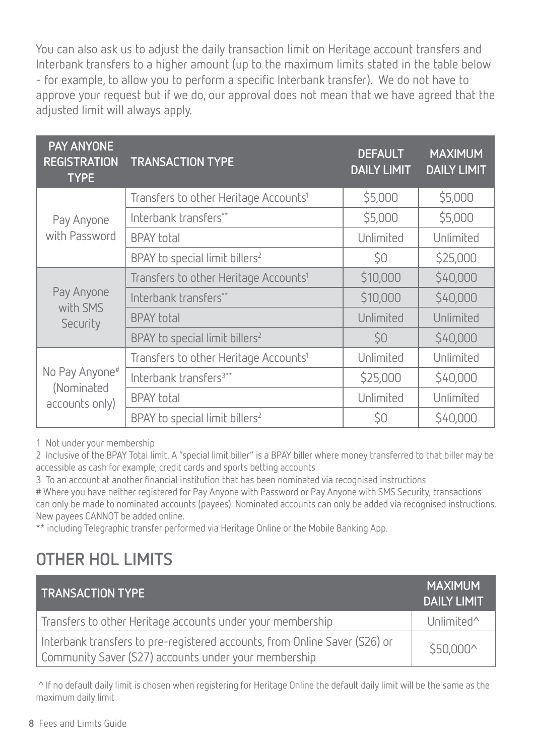You can also ask us to adjust the daily transaction limit on Heritage account transfers and Interbank transfers to a higher amount (up to the maximum limits stated in the table below - for example, to allow you to perform a specific Interbank transfer). We do not have to approve your request but if we do, our approval does not mean that we have agreed that the adjusted limit will always apply.

| PAY ANYONE REGISTRATION TYPE | TRANSACTION TYPE | DEFAULT DAILY LIMIT | MAXIMUM DAILY LIMIT |
|---|---|---|---|
| Pay Anyone with Password | Transfers to other Heritage Accounts[1] | $5,000 | $5,000 |
| | Interbank transfers** | $5,000 | $5,000 |
| | BPAY total | Unlimited | Unlimited |
| | BPAY to special limit billers[2] | $0 | $25,000 |
| Pay Anyone with SMS Security | Transfers to other Heritage Accounts[1] | $10,000 | $40,000 |
| | Interbank transfers** | $10,000 | $40,000 |
| | BPAY total | Unlimited | Unlimited |
| | BPAY to special limit billers[2] | $0 | $40,000 |
| No Pay Anyone# (Nominated accounts only) | Transfers to other Heritage Accounts[1] | Unlimited | Unlimited |
| | Interbank transfers[3]** | $25,000 | $40,000 |
| | BPAY total | Unlimited | Unlimited |
| | BPAY to special limit billers[2] | $0 | $40,000 |

1 Not under your membership

2 Inclusive of the BPAY Total limit. A "special limit biller" is a BPAY biller where money transferred to that biller may be accessible as cash for example, credit cards and sports betting accounts

3 To an account at another financial institution that has been nominated via recognised instructions

# Where you have neither registered for Pay Anyone with Password or Pay Anyone with SMS Security, transactions can only be made to nominated accounts (payees). Nominated accounts can only be added via recognised instructions. New payees CANNOT be added online.

** including Telegraphic transfer performed via Heritage Online or the Mobile Banking App.

## OTHER HOL LIMITS

| TRANSACTION TYPE | MAXIMUM DAILY LIMIT |
|---|---|
| Transfers to other Heritage accounts under your membership | Unlimited^ |
| Interbank transfers to pre-registered accounts, from Online Saver (S26) or Community Saver (S27) accounts under your membership | $50,000^ |

^ If no default daily limit is chosen when registering for Heritage Online the default daily limit will be the same as the maximum daily limit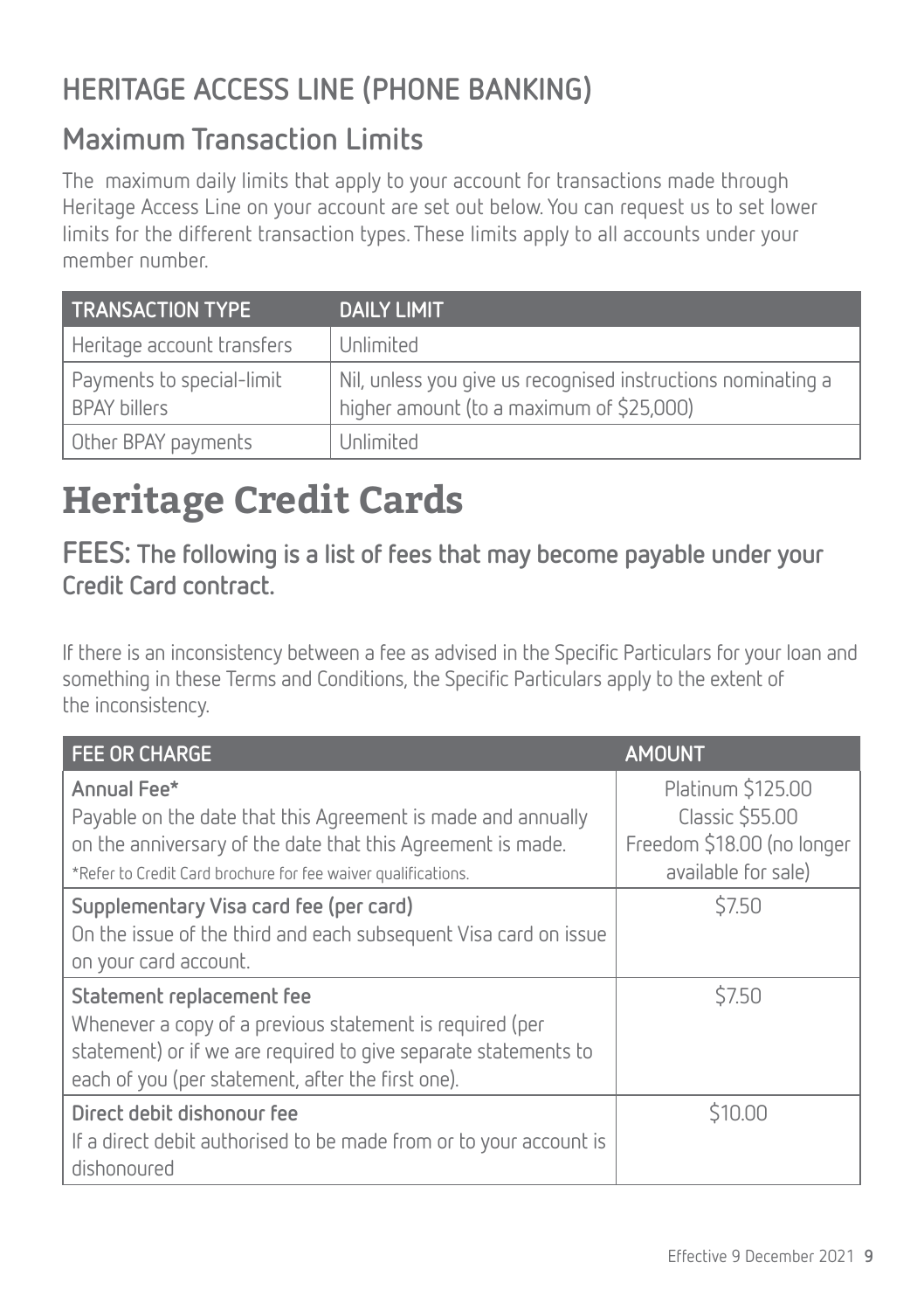## HERITAGE ACCESS LINE (PHONE BANKING)

### Maximum Transaction Limits

The maximum daily limits that apply to your account for transactions made through Heritage Access Line on your account are set out below. You can request us to set lower limits for the different transaction types. These limits apply to all accounts under your member number.

| TRANSACTION TYPE | DAILY LIMIT |
|---|---|
| Heritage account transfers | Unlimited |
| Payments to special-limit BPAY billers | Nil, unless you give us recognised instructions nominating a higher amount (to a maximum of $25,000) |
| Other BPAY payments | Unlimited |

# Heritage Credit Cards

### FEES: The following is a list of fees that may become payable under your Credit Card contract.

If there is an inconsistency between a fee as advised in the Specific Particulars for your loan and something in these Terms and Conditions, the Specific Particulars apply to the extent of the inconsistency.

| FEE OR CHARGE | AMOUNT |
|---|---|
| **Annual Fee***<br>Payable on the date that this Agreement is made and annually on the anniversary of the date that this Agreement is made.<br>*Refer to Credit Card brochure for fee waiver qualifications. | Platinum $125.00<br>Classic $55.00<br>Freedom $18.00 (no longer available for sale) |
| **Supplementary Visa card fee (per card)**<br>On the issue of the third and each subsequent Visa card on issue on your card account. | $7.50 |
| **Statement replacement fee**<br>Whenever a copy of a previous statement is required (per statement) or if we are required to give separate statements to each of you (per statement, after the first one). | $7.50 |
| **Direct debit dishonour fee**<br>If a direct debit authorised to be made from or to your account is dishonoured | $10.00 |

Effective 9 December 2021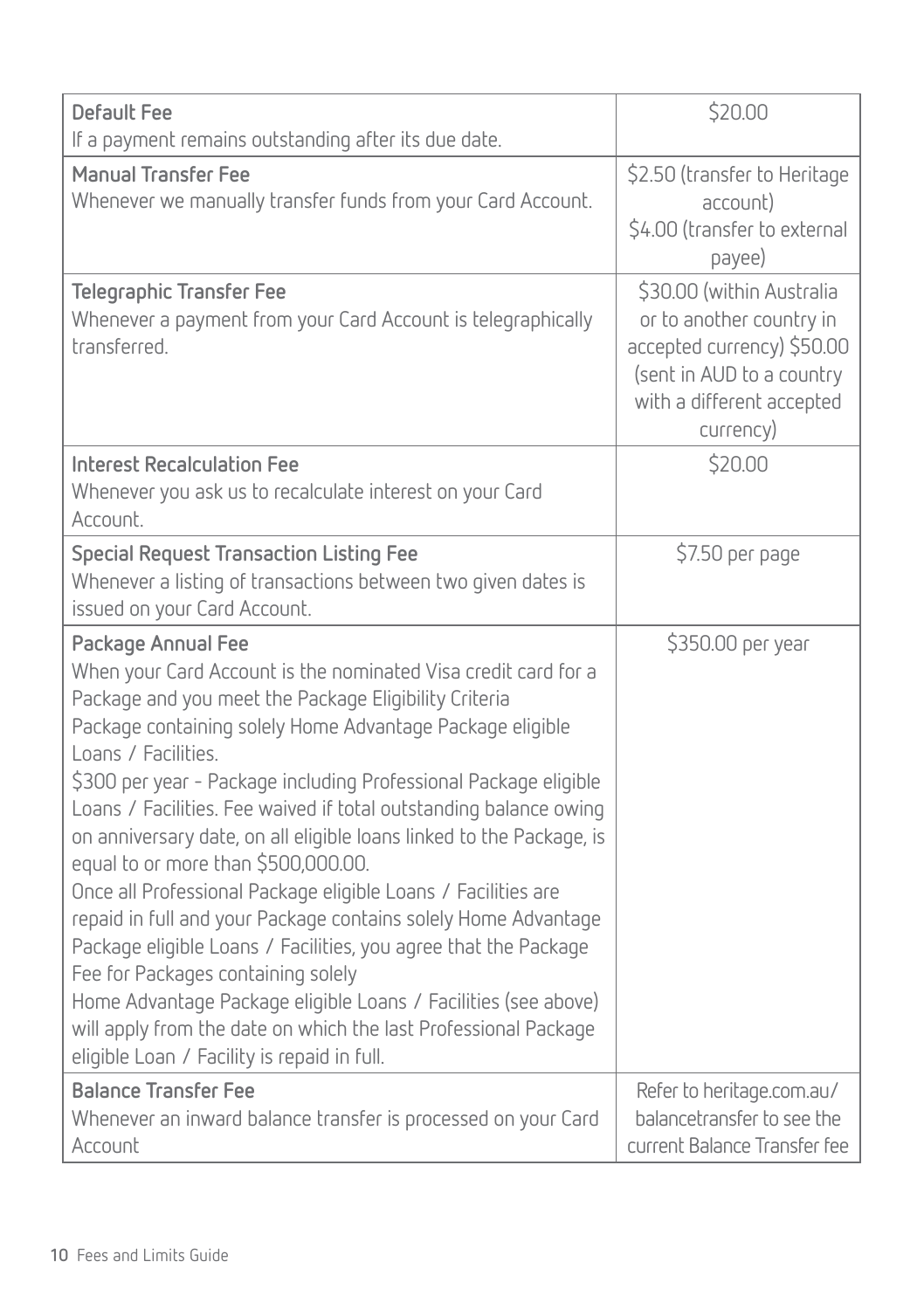| Fee | Amount |
|---|---|
| **Default Fee**<br>If a payment remains outstanding after its due date. | $20.00 |
| **Manual Transfer Fee**<br>Whenever we manually transfer funds from your Card Account. | $2.50 (transfer to Heritage account)<br>$4.00 (transfer to external payee) |
| **Telegraphic Transfer Fee**<br>Whenever a payment from your Card Account is telegraphically transferred. | $30.00 (within Australia or to another country in accepted currency) $50.00 (sent in AUD to a country with a different accepted currency) |
| **Interest Recalculation Fee**<br>Whenever you ask us to recalculate interest on your Card Account. | $20.00 |
| **Special Request Transaction Listing Fee**<br>Whenever a listing of transactions between two given dates is issued on your Card Account. | $7.50 per page |
| **Package Annual Fee**<br>When your Card Account is the nominated Visa credit card for a Package and you meet the Package Eligibility Criteria<br>Package containing solely Home Advantage Package eligible Loans / Facilities.<br>$300 per year - Package including Professional Package eligible Loans / Facilities. Fee waived if total outstanding balance owing on anniversary date, on all eligible loans linked to the Package, is equal to or more than $500,000.00.<br>Once all Professional Package eligible Loans / Facilities are repaid in full and your Package contains solely Home Advantage Package eligible Loans / Facilities, you agree that the Package Fee for Packages containing solely<br>Home Advantage Package eligible Loans / Facilities (see above) will apply from the date on which the last Professional Package eligible Loan / Facility is repaid in full. | $350.00 per year |
| **Balance Transfer Fee**<br>Whenever an inward balance transfer is processed on your Card Account | Refer to heritage.com.au/balancetransfer to see the current Balance Transfer fee |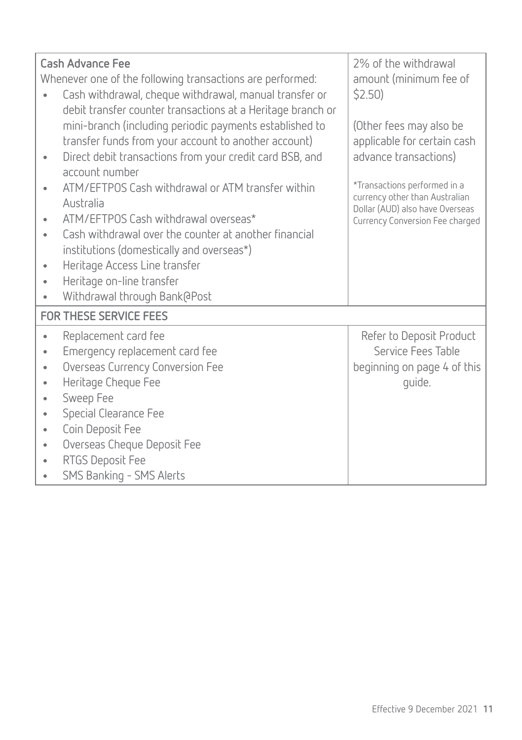| | |
|---|---|
| **Cash Advance Fee**<br>Whenever one of the following transactions are performed:<br>• Cash withdrawal, cheque withdrawal, manual transfer or debit transfer counter transactions at a Heritage branch or mini-branch (including periodic payments established to transfer funds from your account to another account)<br>• Direct debit transactions from your credit card BSB, and account number<br>• ATM/EFTPOS Cash withdrawal or ATM transfer within Australia<br>• ATM/EFTPOS Cash withdrawal overseas*<br>• Cash withdrawal over the counter at another financial institutions (domestically and overseas*)<br>• Heritage Access Line transfer<br>• Heritage on-line transfer<br>• Withdrawal through Bank@Post | 2% of the withdrawal amount (minimum fee of $2.50)<br><br>(Other fees may also be applicable for certain cash advance transactions)<br><br>*Transactions performed in a currency other than Australian Dollar (AUD) also have Overseas Currency Conversion Fee charged |
| **FOR THESE SERVICE FEES** | |
| • Replacement card fee<br>• Emergency replacement card fee<br>• Overseas Currency Conversion Fee<br>• Heritage Cheque Fee<br>• Sweep Fee<br>• Special Clearance Fee<br>• Coin Deposit Fee<br>• Overseas Cheque Deposit Fee<br>• RTGS Deposit Fee<br>• SMS Banking - SMS Alerts | Refer to Deposit Product Service Fees Table beginning on page 4 of this guide. |

Effective 9 December 2021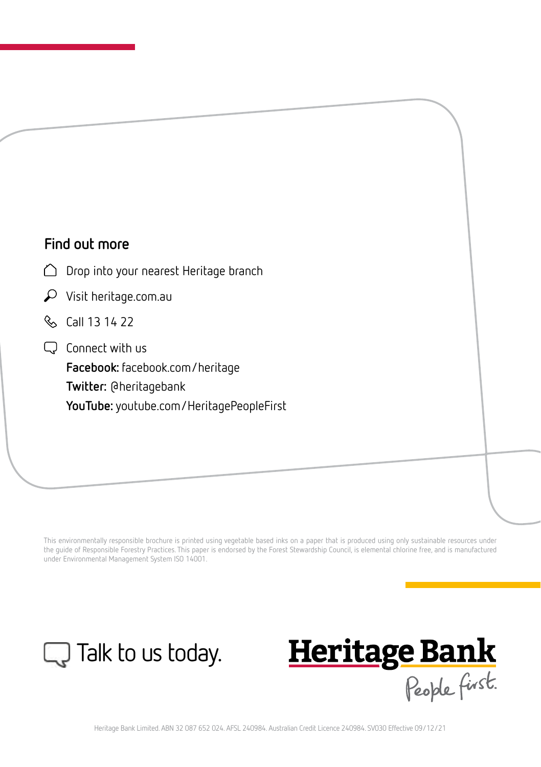## Find out more

- Drop into your nearest Heritage branch
- Visit heritage.com.au
- Call 13 14 22
- Connect with us

  **Facebook:** facebook.com/heritage

  **Twitter:** @heritagebank

  **YouTube:** youtube.com/HeritagePeopleFirst

This environmentally responsible brochure is printed using vegetable based inks on a paper that is produced using only sustainable resources under the guide of Responsible Forestry Practices. This paper is endorsed by the Forest Stewardship Council, is elemental chlorine free, and is manufactured under Environmental Management System ISO 14001.

Talk to us today.

**Heritage Bank**

People first.

Heritage Bank Limited. ABN 32 087 652 024. AFSL 240984. Australian Credit Licence 240984. SV030 Effective 09/12/21